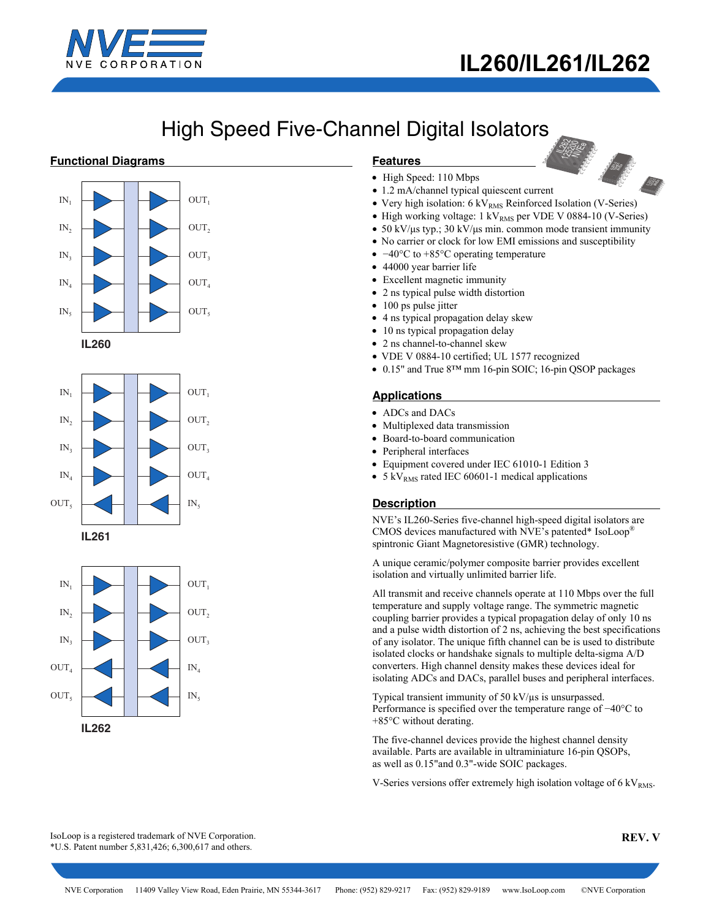# IL260/IL261/IL262

## High Speed Five-Channel Digital Isolators

### Functional Diagrams

| | | |
|---|---|---|
| $IN_1$ | → | $OUT_1$ |
| $IN_2$ | → | $OUT_2$ |
| $IN_3$ | → | $OUT_3$ |
| $IN_4$ | → | $OUT_4$ |
| $IN_5$ | → | $OUT_5$ |

**IL260**

| | | |
|---|---|---|
| $IN_1$ | → | $OUT_1$ |
| $IN_2$ | → | $OUT_2$ |
| $IN_3$ | → | $OUT_3$ |
| $IN_4$ | → | $OUT_4$ |
| $OUT_5$ | ← | $IN_5$ |

**IL261**

| | | |
|---|---|---|
| $IN_1$ | → | $OUT_1$ |
| $IN_2$ | → | $OUT_2$ |
| $IN_3$ | → | $OUT_3$ |
| $OUT_4$ | ← | $IN_4$ |
| $OUT_5$ | ← | $IN_5$ |

**IL262**

### Features

- High Speed: 110 Mbps
- 1.2 mA/channel typical quiescent current
- Very high isolation: 6 $kV_{RMS}$ Reinforced Isolation (V-Series)
- High working voltage: 1 $kV_{RMS}$ per VDE V 0884-10 (V-Series)
- 50 kV/µs typ.; 30 kV/µs min. common mode transient immunity
- No carrier or clock for low EMI emissions and susceptibility
- −40°C to +85°C operating temperature
- 44000 year barrier life
- Excellent magnetic immunity
- 2 ns typical pulse width distortion
- 100 ps pulse jitter
- 4 ns typical propagation delay skew
- 10 ns typical propagation delay
- 2 ns channel-to-channel skew
- VDE V 0884-10 certified; UL 1577 recognized
- 0.15" and True 8™ mm 16-pin SOIC; 16-pin QSOP packages

### Applications

- ADCs and DACs
- Multiplexed data transmission
- Board-to-board communication
- Peripheral interfaces
- Equipment covered under IEC 61010-1 Edition 3
- 5 $kV_{RMS}$ rated IEC 60601-1 medical applications

### Description

NVE's IL260-Series five-channel high-speed digital isolators are CMOS devices manufactured with NVE's patented* IsoLoop® spintronic Giant Magnetoresistive (GMR) technology.

A unique ceramic/polymer composite barrier provides excellent isolation and virtually unlimited barrier life.

All transmit and receive channels operate at 110 Mbps over the full temperature and supply voltage range. The symmetric magnetic coupling barrier provides a typical propagation delay of only 10 ns and a pulse width distortion of 2 ns, achieving the best specifications of any isolator. The unique fifth channel can be is used to distribute isolated clocks or handshake signals to multiple delta-sigma A/D converters. High channel density makes these devices ideal for isolating ADCs and DACs, parallel buses and peripheral interfaces.

Typical transient immunity of 50 kV/µs is unsurpassed. Performance is specified over the temperature range of −40°C to +85°C without derating.

The five-channel devices provide the highest channel density available. Parts are available in ultraminiature 16-pin QSOPs, as well as 0.15"and 0.3"-wide SOIC packages.

V-Series versions offer extremely high isolation voltage of 6 $kV_{RMS}$.

IsoLoop is a registered trademark of NVE Corporation.
*U.S. Patent number 5,831,426; 6,300,617 and others.

**REV. V**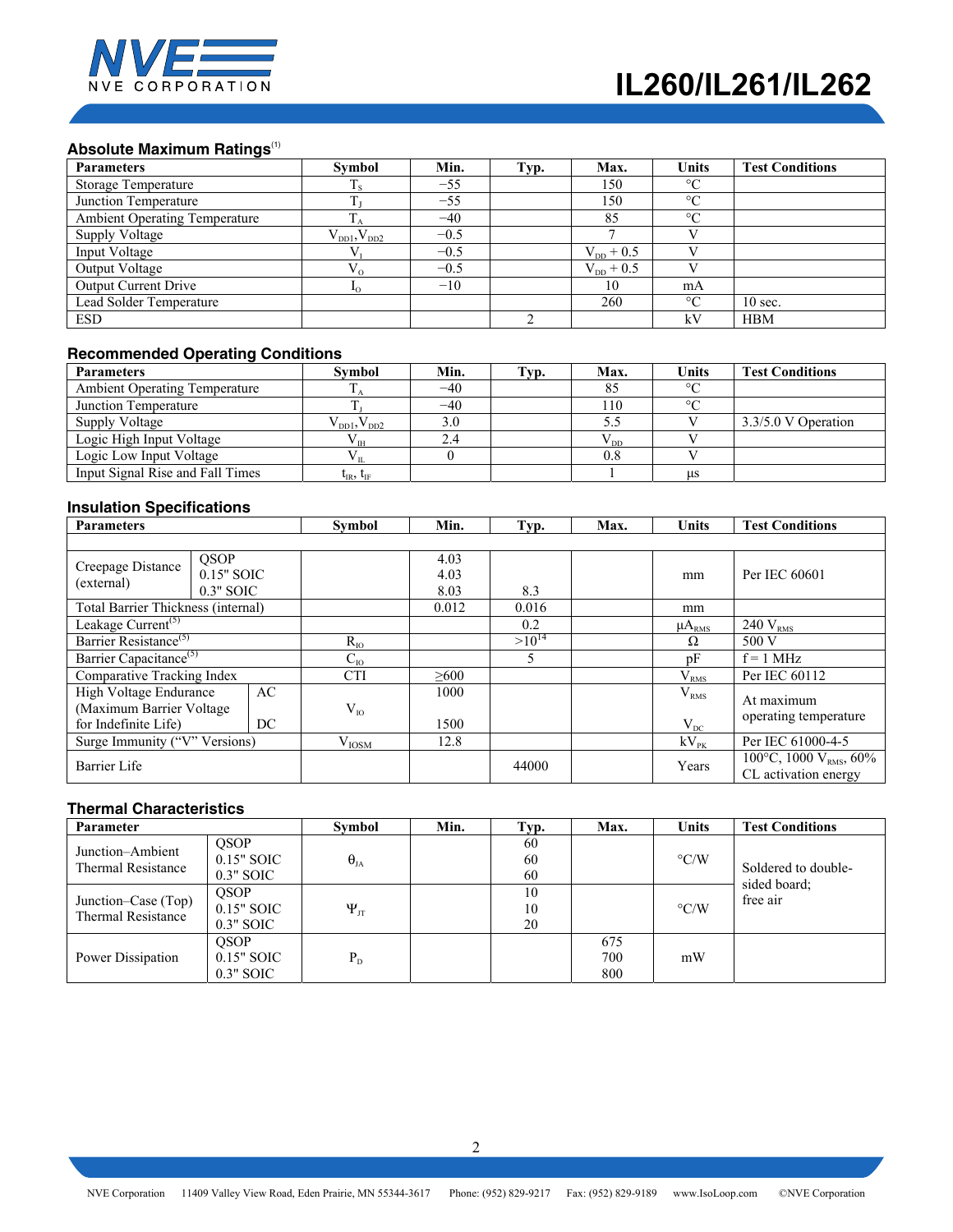## Absolute Maximum Ratings[1]

| Parameters | Symbol | Min. | Typ. | Max. | Units | Test Conditions |
|---|---|---|---|---|---|---|
| Storage Temperature | $T_S$ | −55 | | 150 | °C | |
| Junction Temperature | $T_J$ | −55 | | 150 | °C | |
| Ambient Operating Temperature | $T_A$ | −40 | | 85 | °C | |
| Supply Voltage | $V_{DD1}$,$V_{DD2}$ | −0.5 | | 7 | V | |
| Input Voltage | $V_I$ | −0.5 | | $V_{DD}$ + 0.5 | V | |
| Output Voltage | $V_O$ | −0.5 | | $V_{DD}$ + 0.5 | V | |
| Output Current Drive | $I_O$ | −10 | | 10 | mA | |
| Lead Solder Temperature | | | | 260 | °C | 10 sec. |
| ESD | | | 2 | | kV | HBM |

## Recommended Operating Conditions

| Parameters | Symbol | Min. | Typ. | Max. | Units | Test Conditions |
|---|---|---|---|---|---|---|
| Ambient Operating Temperature | $T_A$ | −40 | | 85 | °C | |
| Junction Temperature | $T_J$ | −40 | | 110 | °C | |
| Supply Voltage | $V_{DD1}$,$V_{DD2}$ | 3.0 | | 5.5 | V | 3.3/5.0 V Operation |
| Logic High Input Voltage | $V_{IH}$ | 2.4 | | $V_{DD}$ | V | |
| Logic Low Input Voltage | $V_{IL}$ | 0 | | 0.8 | V | |
| Input Signal Rise and Fall Times | $t_{IR}$, $t_{IF}$ | | | 1 | μs | |

## Insulation Specifications

| Parameters | | Symbol | Min. | Typ. | Max. | Units | Test Conditions |
|---|---|---|---|---|---|---|---|
| Creepage Distance (external) | QSOP<br>0.15" SOIC<br>0.3" SOIC | | 4.03<br>4.03<br>8.03 | <br><br>8.3 | | mm | Per IEC 60601 |
| Total Barrier Thickness (internal) | | | 0.012 | 0.016 | | mm | |
| Leakage Current[5] | | | | 0.2 | | $\mu A_{RMS}$ | 240 $V_{RMS}$ |
| Barrier Resistance[5] | | $R_{IO}$ | | $>10^{14}$ | | Ω | 500 V |
| Barrier Capacitance[5] | | $C_{IO}$ | | 5 | | pF | f = 1 MHz |
| Comparative Tracking Index | | CTI | ≥600 | | | $V_{RMS}$ | Per IEC 60112 |
| High Voltage Endurance (Maximum Barrier Voltage for Indefinite Life) | AC<br>DC | $V_{IO}$ | 1000<br>1500 | | | $V_{RMS}$<br>$V_{DC}$ | At maximum operating temperature |
| Surge Immunity ("V" Versions) | | $V_{IOSM}$ | 12.8 | | | $kV_{PK}$ | Per IEC 61000-4-5 |
| Barrier Life | | | | 44000 | | Years | 100°C, 1000 $V_{RMS}$, 60% CL activation energy |

## Thermal Characteristics

| Parameter | | Symbol | Min. | Typ. | Max. | Units | Test Conditions |
|---|---|---|---|---|---|---|---|
| Junction–Ambient Thermal Resistance | QSOP<br>0.15" SOIC<br>0.3" SOIC | $\theta_{JA}$ | | 60<br>60<br>60 | | °C/W | Soldered to double-sided board; free air |
| Junction–Case (Top) Thermal Resistance | QSOP<br>0.15" SOIC<br>0.3" SOIC | $\Psi_{JT}$ | | 10<br>10<br>20 | | °C/W | |
| Power Dissipation | QSOP<br>0.15" SOIC<br>0.3" SOIC | $P_D$ | | | 675<br>700<br>800 | mW | |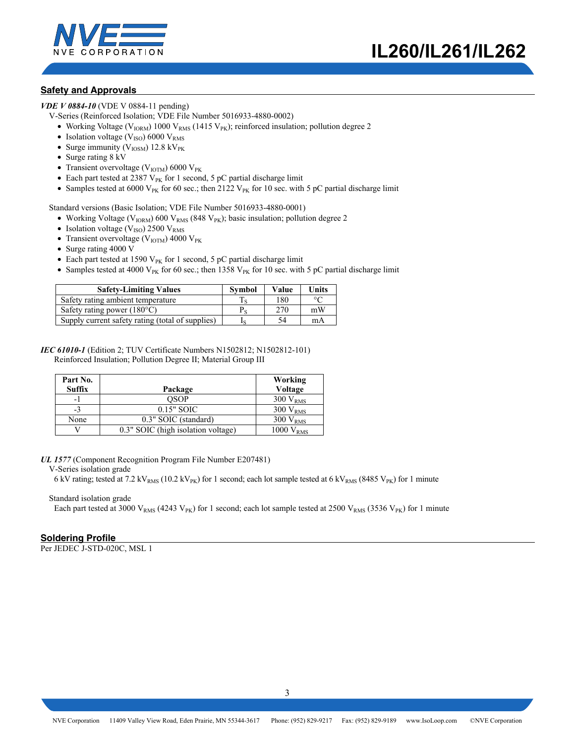## Safety and Approvals

***VDE V 0884-10*** (VDE V 0884-11 pending)

V-Series (Reinforced Isolation; VDE File Number 5016933-4880-0002)

- Working Voltage ($V_{IORM}$) 1000 $V_{RMS}$ (1415 $V_{PK}$); reinforced insulation; pollution degree 2
- Isolation voltage ($V_{ISO}$) 6000 $V_{RMS}$
- Surge immunity ($V_{IOSM}$) 12.8 $kV_{PK}$
- Surge rating 8 kV
- Transient overvoltage ($V_{IOTM}$) 6000 $V_{PK}$
- Each part tested at 2387 $V_{PK}$ for 1 second, 5 pC partial discharge limit
- Samples tested at 6000 $V_{PK}$ for 60 sec.; then 2122 $V_{PK}$ for 10 sec. with 5 pC partial discharge limit

Standard versions (Basic Isolation; VDE File Number 5016933-4880-0001)

- Working Voltage ($V_{IORM}$) 600 $V_{RMS}$ (848 $V_{PK}$); basic insulation; pollution degree 2
- Isolation voltage ($V_{ISO}$) 2500 $V_{RMS}$
- Transient overvoltage ($V_{IOTM}$) 4000 $V_{PK}$
- Surge rating 4000 V
- Each part tested at 1590 $V_{PK}$ for 1 second, 5 pC partial discharge limit
- Samples tested at 4000 $V_{PK}$ for 60 sec.; then 1358 $V_{PK}$ for 10 sec. with 5 pC partial discharge limit

| Safety-Limiting Values | Symbol | Value | Units |
|---|---|---|---|
| Safety rating ambient temperature | $T_S$ | 180 | °C |
| Safety rating power (180°C) | $P_S$ | 270 | mW |
| Supply current safety rating (total of supplies) | $I_S$ | 54 | mA |

***IEC 61010-1*** (Edition 2; TUV Certificate Numbers N1502812; N1502812-101)
Reinforced Insulation; Pollution Degree II; Material Group III

| Part No. Suffix | Package | Working Voltage |
|---|---|---|
| -1 | QSOP | 300 $V_{RMS}$ |
| -3 | 0.15" SOIC | 300 $V_{RMS}$ |
| None | 0.3" SOIC (standard) | 300 $V_{RMS}$ |
| V | 0.3" SOIC (high isolation voltage) | 1000 $V_{RMS}$ |

***UL 1577*** (Component Recognition Program File Number E207481)

V-Series isolation grade
6 kV rating; tested at 7.2 $kV_{RMS}$ (10.2 $kV_{PK}$) for 1 second; each lot sample tested at 6 $kV_{RMS}$ (8485 $V_{PK}$) for 1 minute

Standard isolation grade
Each part tested at 3000 $V_{RMS}$ (4243 $V_{PK}$) for 1 second; each lot sample tested at 2500 $V_{RMS}$ (3536 $V_{PK}$) for 1 minute

## Soldering Profile

Per JEDEC J-STD-020C, MSL 1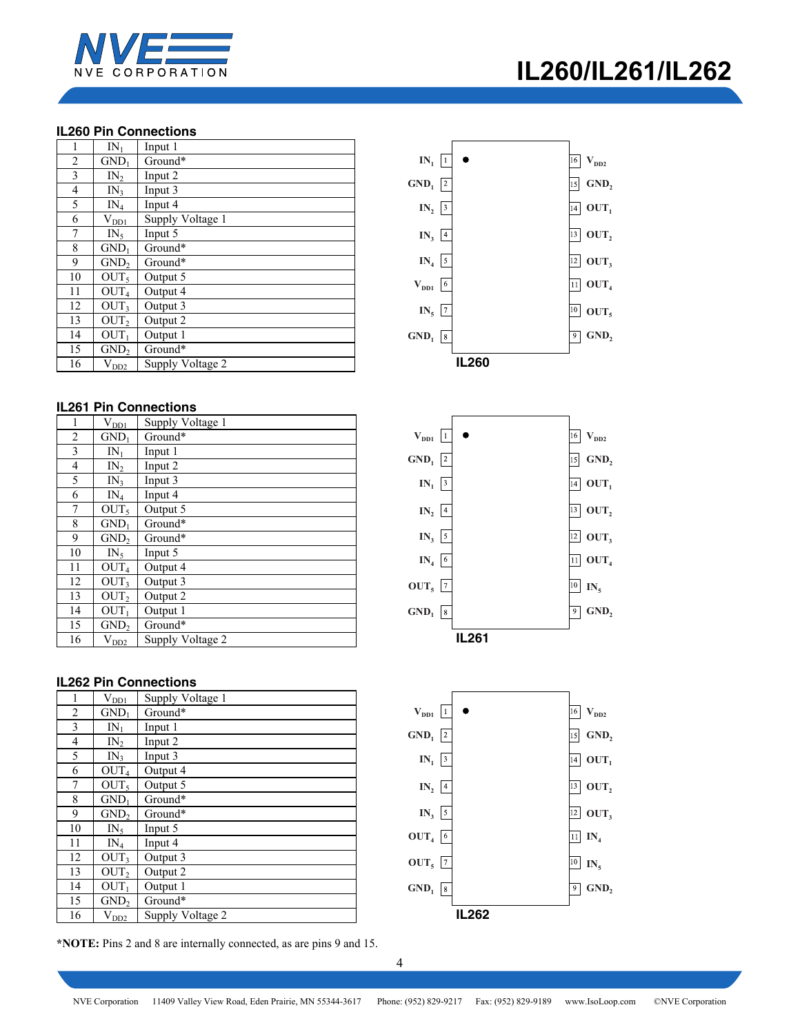### IL260 Pin Connections

| | | |
|---|---|---|
| 1 | $IN_1$ | Input 1 |
| 2 | $GND_1$ | Ground* |
| 3 | $IN_2$ | Input 2 |
| 4 | $IN_3$ | Input 3 |
| 5 | $IN_4$ | Input 4 |
| 6 | $V_{DD1}$ | Supply Voltage 1 |
| 7 | $IN_5$ | Input 5 |
| 8 | $GND_1$ | Ground* |
| 9 | $GND_2$ | Ground* |
| 10 | $OUT_5$ | Output 5 |
| 11 | $OUT_4$ | Output 4 |
| 12 | $OUT_3$ | Output 3 |
| 13 | $OUT_2$ | Output 2 |
| 14 | $OUT_1$ | Output 1 |
| 15 | $GND_2$ | Ground* |
| 16 | $V_{DD2}$ | Supply Voltage 2 |

IL260

### IL261 Pin Connections

| | | |
|---|---|---|
| 1 | $V_{DD1}$ | Supply Voltage 1 |
| 2 | $GND_1$ | Ground* |
| 3 | $IN_1$ | Input 1 |
| 4 | $IN_2$ | Input 2 |
| 5 | $IN_3$ | Input 3 |
| 6 | $IN_4$ | Input 4 |
| 7 | $OUT_5$ | Output 5 |
| 8 | $GND_1$ | Ground* |
| 9 | $GND_2$ | Ground* |
| 10 | $IN_5$ | Input 5 |
| 11 | $OUT_4$ | Output 4 |
| 12 | $OUT_3$ | Output 3 |
| 13 | $OUT_2$ | Output 2 |
| 14 | $OUT_1$ | Output 1 |
| 15 | $GND_2$ | Ground* |
| 16 | $V_{DD2}$ | Supply Voltage 2 |

IL261

### IL262 Pin Connections

| | | |
|---|---|---|
| 1 | $V_{DD1}$ | Supply Voltage 1 |
| 2 | $GND_1$ | Ground* |
| 3 | $IN_1$ | Input 1 |
| 4 | $IN_2$ | Input 2 |
| 5 | $IN_3$ | Input 3 |
| 6 | $OUT_4$ | Output 4 |
| 7 | $OUT_5$ | Output 5 |
| 8 | $GND_1$ | Ground* |
| 9 | $GND_2$ | Ground* |
| 10 | $IN_5$ | Input 5 |
| 11 | $IN_4$ | Input 4 |
| 12 | $OUT_3$ | Output 3 |
| 13 | $OUT_2$ | Output 2 |
| 14 | $OUT_1$ | Output 1 |
| 15 | $GND_2$ | Ground* |
| 16 | $V_{DD2}$ | Supply Voltage 2 |

IL262

***NOTE:** Pins 2 and 8 are internally connected, as are pins 9 and 15.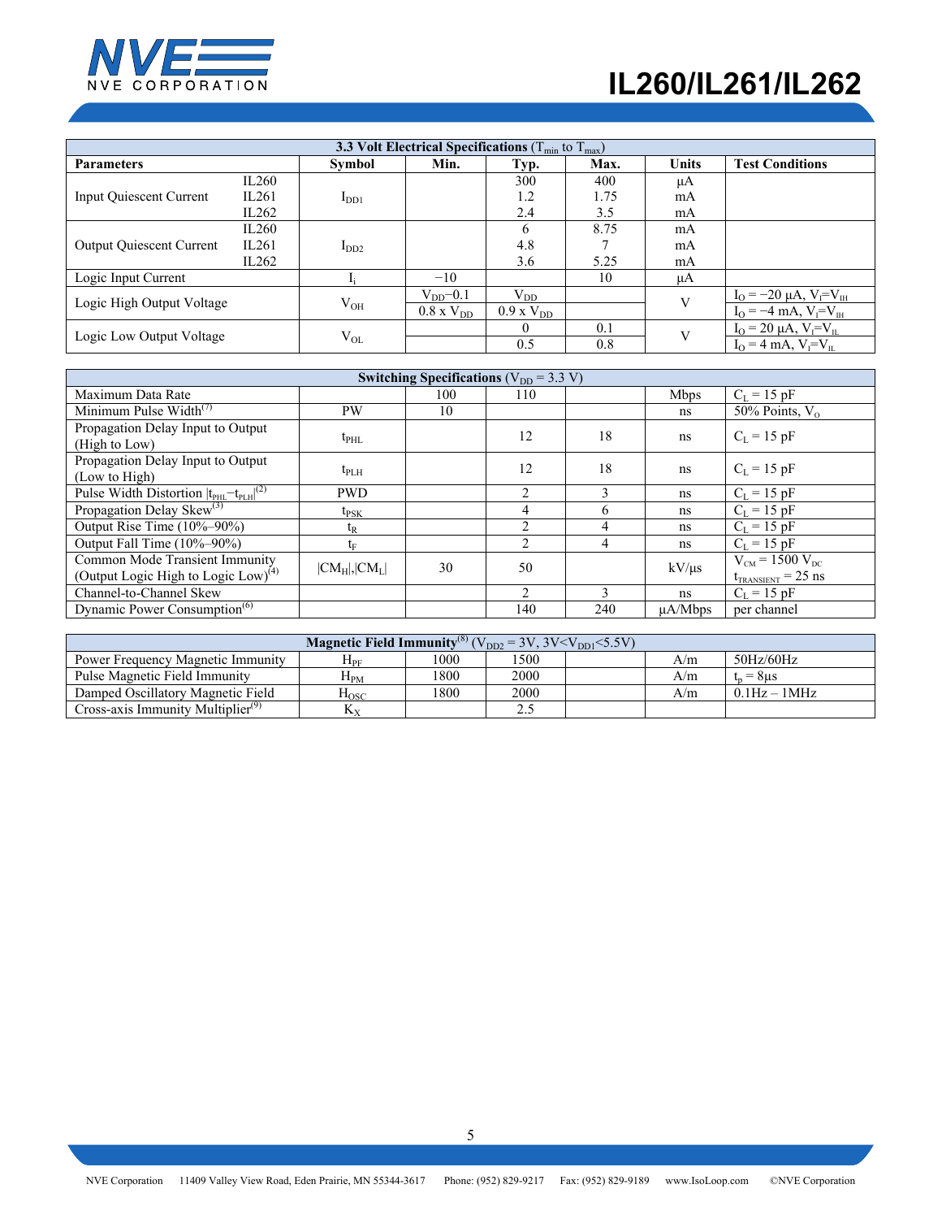| **3.3 Volt Electrical Specifications** ($T_{min}$ to $T_{max}$) | | | | | | | |
|---|---|---|---|---|---|---|---|
| **Parameters** | | **Symbol** | **Min.** | **Typ.** | **Max.** | **Units** | **Test Conditions** |
| Input Quiescent Current | IL260 | $I_{DD1}$ | | 300 | 400 | μA | |
| | IL261 | | | 1.2 | 1.75 | mA | |
| | IL262 | | | 2.4 | 3.5 | mA | |
| Output Quiescent Current | IL260 | $I_{DD2}$ | | 6 | 8.75 | mA | |
| | IL261 | | | 4.8 | 7 | mA | |
| | IL262 | | | 3.6 | 5.25 | mA | |
| Logic Input Current | | $I_I$ | −10 | | 10 | μA | |
| Logic High Output Voltage | | $V_{OH}$ | $V_{DD}$−0.1 | $V_{DD}$ | | V | $I_O$ = −20 μA, $V_I$=$V_{IH}$ |
| | | | 0.8 x $V_{DD}$ | 0.9 x $V_{DD}$ | | | $I_O$ = −4 mA, $V_I$=$V_{IH}$ |
| Logic Low Output Voltage | | $V_{OL}$ | | 0 | 0.1 | V | $I_O$ = 20 μA, $V_I$=$V_{IL}$ |
| | | | | 0.5 | 0.8 | | $I_O$ = 4 mA, $V_I$=$V_{IL}$ |

| **Switching Specifications** ($V_{DD}$ = 3.3 V) | | | | | | |
|---|---|---|---|---|---|---|
| Maximum Data Rate | | 100 | 110 | | Mbps | $C_L$ = 15 pF |
| Minimum Pulse Width[7] | PW | 10 | | | ns | 50% Points, $V_O$ |
| Propagation Delay Input to Output (High to Low) | $t_{PHL}$ | | 12 | 18 | ns | $C_L$ = 15 pF |
| Propagation Delay Input to Output (Low to High) | $t_{PLH}$ | | 12 | 18 | ns | $C_L$ = 15 pF |
| Pulse Width Distortion $\lvert t_{PHL}-t_{PLH}\rvert$[2] | PWD | | 2 | 3 | ns | $C_L$ = 15 pF |
| Propagation Delay Skew[3] | $t_{PSK}$ | | 4 | 6 | ns | $C_L$ = 15 pF |
| Output Rise Time (10%–90%) | $t_R$ | | 2 | 4 | ns | $C_L$ = 15 pF |
| Output Fall Time (10%–90%) | $t_F$ | | 2 | 4 | ns | $C_L$ = 15 pF |
| Common Mode Transient Immunity (Output Logic High to Logic Low)[4] | $\lvert CM_H\rvert,\lvert CM_L\rvert$ | 30 | 50 | | kV/μs | $V_{CM}$ = 1500 $V_{DC}$, $t_{TRANSIENT}$ = 25 ns |
| Channel-to-Channel Skew | | | 2 | 3 | ns | $C_L$ = 15 pF |
| Dynamic Power Consumption[6] | | | 140 | 240 | μA/Mbps | per channel |

| **Magnetic Field Immunity**[8] ($V_{DD2}$ = 3V, 3V<$V_{DD1}$<5.5V) | | | | | | |
|---|---|---|---|---|---|---|
| Power Frequency Magnetic Immunity | $H_{PF}$ | 1000 | 1500 | | A/m | 50Hz/60Hz |
| Pulse Magnetic Field Immunity | $H_{PM}$ | 1800 | 2000 | | A/m | $t_p$ = 8μs |
| Damped Oscillatory Magnetic Field | $H_{OSC}$ | 1800 | 2000 | | A/m | 0.1Hz – 1MHz |
| Cross-axis Immunity Multiplier[9] | $K_X$ | | 2.5 | | | |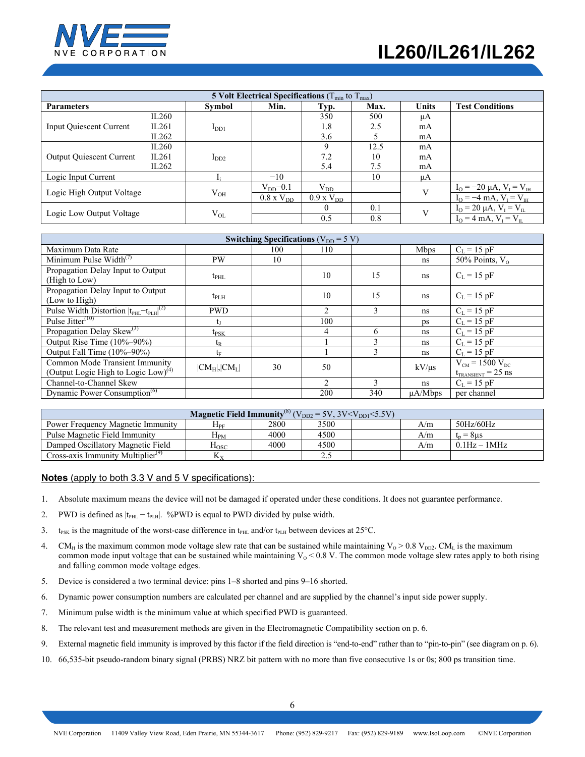| 5 Volt Electrical Specifications ($T_{min}$ to $T_{max}$) | | | | | | | |
|---|---|---|---|---|---|---|---|
| **Parameters** | | **Symbol** | **Min.** | **Typ.** | **Max.** | **Units** | **Test Conditions** |
| Input Quiescent Current | IL260 | $I_{DD1}$ | | 350 | 500 | μA | |
| | IL261 | | | 1.8 | 2.5 | mA | |
| | IL262 | | | 3.6 | 5 | mA | |
| Output Quiescent Current | IL260 | $I_{DD2}$ | | 9 | 12.5 | mA | |
| | IL261 | | | 7.2 | 10 | mA | |
| | IL262 | | | 5.4 | 7.5 | mA | |
| Logic Input Current | | $I_i$ | −10 | | 10 | μA | |
| Logic High Output Voltage | | $V_{OH}$ | $V_{DD}$−0.1 | $V_{DD}$ | | V | $I_O$ = −20 μA, $V_I = V_{IH}$ |
| | | | 0.8 x $V_{DD}$ | 0.9 x $V_{DD}$ | | | $I_O$ = −4 mA, $V_I = V_{IH}$ |
| Logic Low Output Voltage | | $V_{OL}$ | | 0 | 0.1 | V | $I_O$ = 20 μA, $V_I = V_{IL}$ |
| | | | | 0.5 | 0.8 | | $I_O$ = 4 mA, $V_I = V_{IL}$ |

| Switching Specifications ($V_{DD}$ = 5 V) | | | | | | |
|---|---|---|---|---|---|---|
| Maximum Data Rate | | 100 | 110 | | Mbps | $C_L$ = 15 pF |
| Minimum Pulse Width[7] | PW | 10 | | | ns | 50% Points, $V_O$ |
| Propagation Delay Input to Output (High to Low) | $t_{PHL}$ | | 10 | 15 | ns | $C_L$ = 15 pF |
| Propagation Delay Input to Output (Low to High) | $t_{PLH}$ | | 10 | 15 | ns | $C_L$ = 15 pF |
| Pulse Width Distortion $\|t_{PHL}-t_{PLH}\|$[2] | PWD | | 2 | 3 | ns | $C_L$ = 15 pF |
| Pulse Jitter[10] | $t_J$ | | 100 | | ps | $C_L$ = 15 pF |
| Propagation Delay Skew[3] | $t_{PSK}$ | | 4 | 6 | ns | $C_L$ = 15 pF |
| Output Rise Time (10%–90%) | $t_R$ | | 1 | 3 | ns | $C_L$ = 15 pF |
| Output Fall Time (10%–90%) | $t_F$ | | 1 | 3 | ns | $C_L$ = 15 pF |
| Common Mode Transient Immunity (Output Logic High to Logic Low)[4] | $\|CM_H\|,\|CM_L\|$ | 30 | 50 | | kV/μs | $V_{CM}$ = 1500 $V_{DC}$, $t_{TRANSIENT}$ = 25 ns |
| Channel-to-Channel Skew | | | 2 | 3 | ns | $C_L$ = 15 pF |
| Dynamic Power Consumption[6] | | | 200 | 340 | μA/Mbps | per channel |

| Magnetic Field Immunity[8] ($V_{DD2}$ = 5V, 3V<$V_{DD1}$<5.5V) | | | | | | |
|---|---|---|---|---|---|---|
| Power Frequency Magnetic Immunity | $H_{PF}$ | 2800 | 3500 | | A/m | 50Hz/60Hz |
| Pulse Magnetic Field Immunity | $H_{PM}$ | 4000 | 4500 | | A/m | $t_p$ = 8μs |
| Damped Oscillatory Magnetic Field | $H_{OSC}$ | 4000 | 4500 | | A/m | 0.1Hz – 1MHz |
| Cross-axis Immunity Multiplier[9] | $K_X$ | | 2.5 | | | |

**Notes** (apply to both 3.3 V and 5 V specifications):

1. Absolute maximum means the device will not be damaged if operated under these conditions. It does not guarantee performance.
2. PWD is defined as $|t_{PHL} - t_{PLH}|$. %PWD is equal to PWD divided by pulse width.
3. $t_{PSK}$ is the magnitude of the worst-case difference in $t_{PHL}$ and/or $t_{PLH}$ between devices at 25°C.
4. $CM_H$ is the maximum common mode voltage slew rate that can be sustained while maintaining $V_O > 0.8\ V_{DD2}$. $CM_L$ is the maximum common mode input voltage that can be sustained while maintaining $V_O < 0.8$ V. The common mode voltage slew rates apply to both rising and falling common mode voltage edges.
5. Device is considered a two terminal device: pins 1–8 shorted and pins 9–16 shorted.
6. Dynamic power consumption numbers are calculated per channel and are supplied by the channel's input side power supply.
7. Minimum pulse width is the minimum value at which specified PWD is guaranteed.
8. The relevant test and measurement methods are given in the Electromagnetic Compatibility section on p. 6.
9. External magnetic field immunity is improved by this factor if the field direction is "end-to-end" rather than to "pin-to-pin" (see diagram on p. 6).
10. 66,535-bit pseudo-random binary signal (PRBS) NRZ bit pattern with no more than five consecutive 1s or 0s; 800 ps transition time.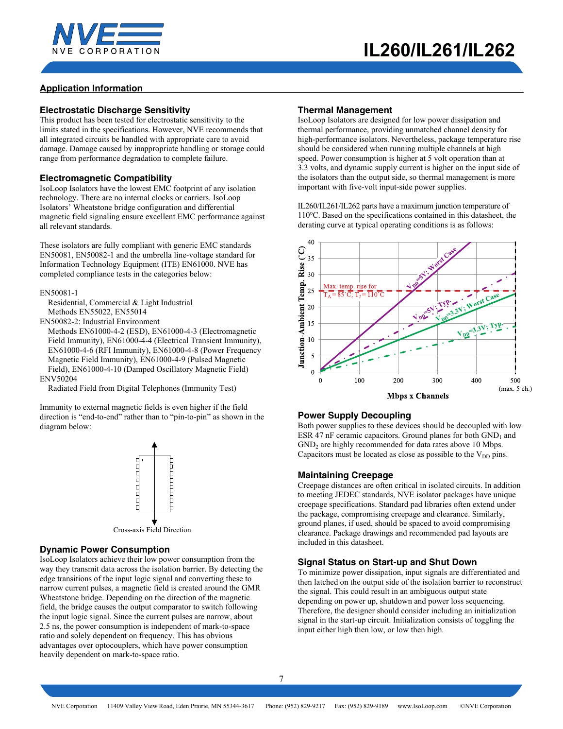## Application Information

### Electrostatic Discharge Sensitivity

This product has been tested for electrostatic sensitivity to the limits stated in the specifications. However, NVE recommends that all integrated circuits be handled with appropriate care to avoid damage. Damage caused by inappropriate handling or storage could range from performance degradation to complete failure.

### Electromagnetic Compatibility

IsoLoop Isolators have the lowest EMC footprint of any isolation technology. There are no internal clocks or carriers. IsoLoop Isolators' Wheatstone bridge configuration and differential magnetic field signaling ensure excellent EMC performance against all relevant standards.

These isolators are fully compliant with generic EMC standards EN50081, EN50082-1 and the umbrella line-voltage standard for Information Technology Equipment (ITE) EN61000. NVE has completed compliance tests in the categories below:

EN50081-1
  Residential, Commercial & Light Industrial
  Methods EN55022, EN55014
EN50082-2: Industrial Environment
  Methods EN61000-4-2 (ESD), EN61000-4-3 (Electromagnetic Field Immunity), EN61000-4-4 (Electrical Transient Immunity), EN61000-4-6 (RFI Immunity), EN61000-4-8 (Power Frequency Magnetic Field Immunity), EN61000-4-9 (Pulsed Magnetic Field), EN61000-4-10 (Damped Oscillatory Magnetic Field)
ENV50204
  Radiated Field from Digital Telephones (Immunity Test)

Immunity to external magnetic fields is even higher if the field direction is "end-to-end" rather than to "pin-to-pin" as shown in the diagram below:

Cross-axis Field Direction

### Dynamic Power Consumption

IsoLoop Isolators achieve their low power consumption from the way they transmit data across the isolation barrier. By detecting the edge transitions of the input logic signal and converting these to narrow current pulses, a magnetic field is created around the GMR Wheatstone bridge. Depending on the direction of the magnetic field, the bridge causes the output comparator to switch following the input logic signal. Since the current pulses are narrow, about 2.5 ns, the power consumption is independent of mark-to-space ratio and solely dependent on frequency. This has obvious advantages over optocouplers, which have power consumption heavily dependent on mark-to-space ratio.

### Thermal Management

IsoLoop Isolators are designed for low power dissipation and thermal performance, providing unmatched channel density for high-performance isolators. Nevertheless, package temperature rise should be considered when running multiple channels at high speed. Power consumption is higher at 5 volt operation than at 3.3 volts, and dynamic supply current is higher on the input side of the isolators than the output side, so thermal management is more important with five-volt input-side power supplies.

IL260/IL261/IL262 parts have a maximum junction temperature of 110°C. Based on the specifications contained in this datasheet, the derating curve at typical operating conditions is as follows:

(Chart: Junction-Ambient Temp. Rise (°C) vs. Mbps x Channels, 0 to 500 (max. 5 ch.); curves: $V_{DD}$=5V; Worst Case, $V_{DD}$=5V; Typ., $V_{DD}$=3.3V; Worst Case, $V_{DD}$=3.3V; Typ.; Max. temp. rise for $T_A$ = 85°C; $T_J$ = 110°C)

### Power Supply Decoupling

Both power supplies to these devices should be decoupled with low ESR 47 nF ceramic capacitors. Ground planes for both $GND_1$ and $GND_2$ are highly recommended for data rates above 10 Mbps. Capacitors must be located as close as possible to the $V_{DD}$ pins.

### Maintaining Creepage

Creepage distances are often critical in isolated circuits. In addition to meeting JEDEC standards, NVE isolator packages have unique creepage specifications. Standard pad libraries often extend under the package, compromising creepage and clearance. Similarly, ground planes, if used, should be spaced to avoid compromising clearance. Package drawings and recommended pad layouts are included in this datasheet.

### Signal Status on Start-up and Shut Down

To minimize power dissipation, input signals are differentiated and then latched on the output side of the isolation barrier to reconstruct the signal. This could result in an ambiguous output state depending on power up, shutdown and power loss sequencing. Therefore, the designer should consider including an initialization signal in the start-up circuit. Initialization consists of toggling the input either high then low, or low then high.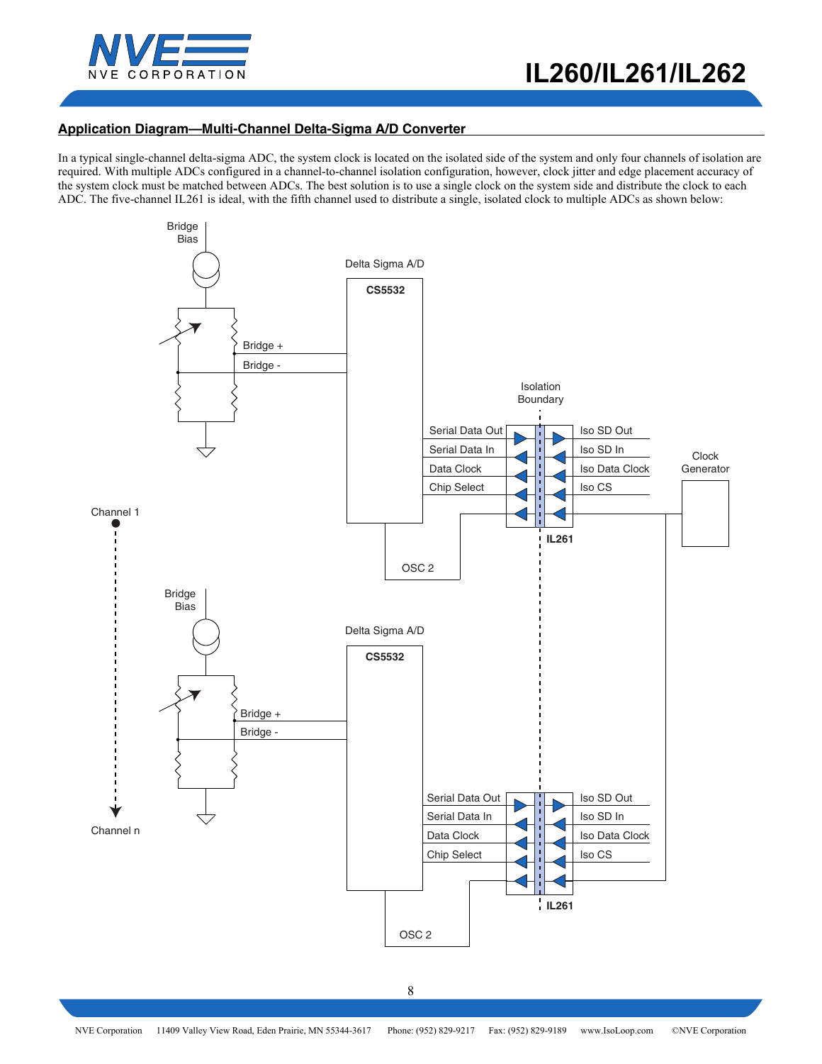## Application Diagram—Multi-Channel Delta-Sigma A/D Converter

In a typical single-channel delta-sigma ADC, the system clock is located on the isolated side of the system and only four channels of isolation are required. With multiple ADCs configured in a channel-to-channel isolation configuration, however, clock jitter and edge placement accuracy of the system clock must be matched between ADCs. The best solution is to use a single clock on the system side and distribute the clock to each ADC. The five-channel IL261 is ideal, with the fifth channel used to distribute a single, isolated clock to multiple ADCs as shown below:

Bridge Bias

Delta Sigma A/D

CS5532

Bridge +

Bridge -

Isolation Boundary

Serial Data Out | Iso SD Out

Serial Data In | Iso SD In

Data Clock | Iso Data Clock

Chip Select | Iso CS

Clock Generator

Channel 1

IL261

OSC 2

Bridge Bias

Delta Sigma A/D

CS5532

Bridge +

Bridge -

Serial Data Out | Iso SD Out

Serial Data In | Iso SD In

Data Clock | Iso Data Clock

Chip Select | Iso CS

Channel n

IL261

OSC 2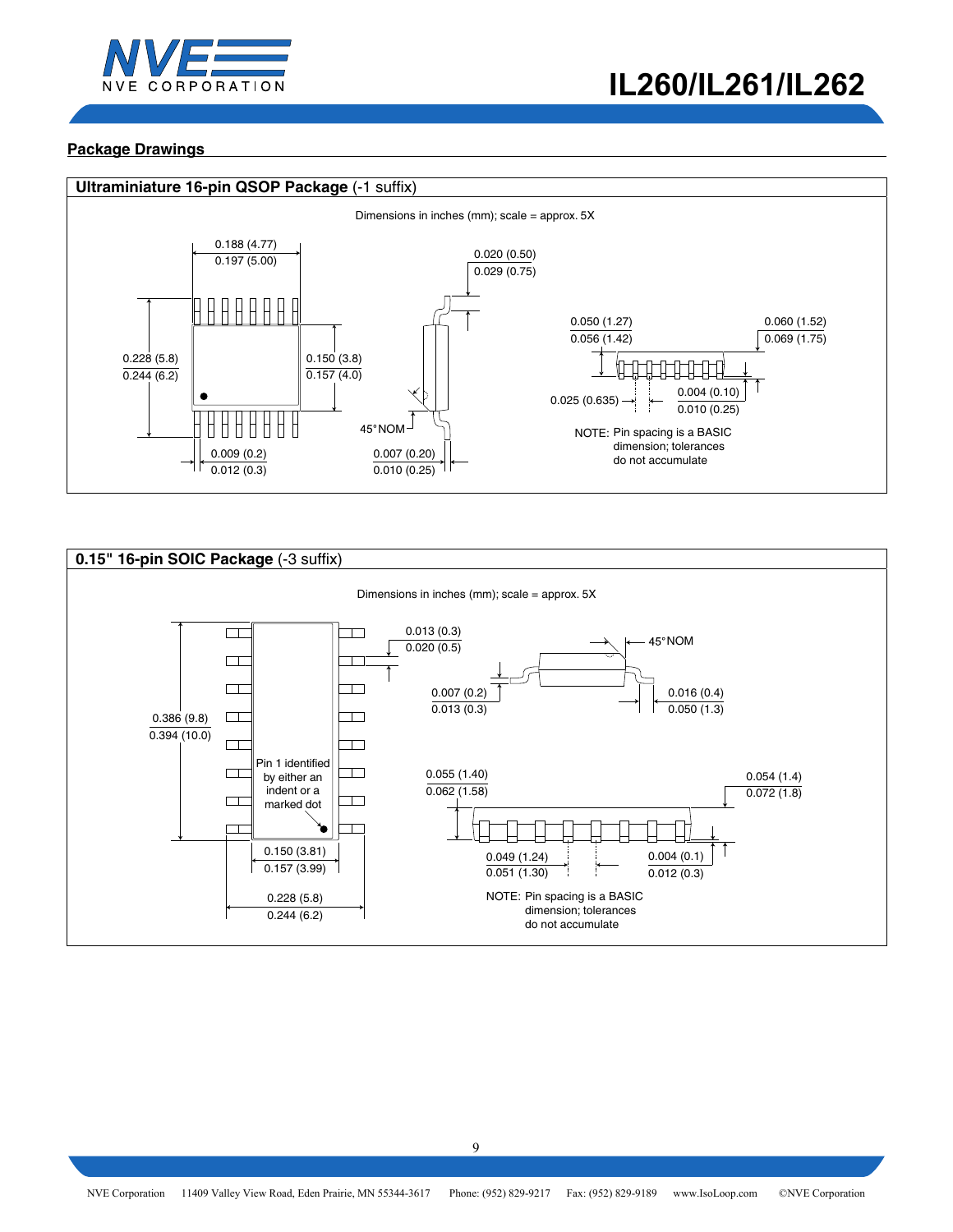## Package Drawings

### Ultraminiature 16-pin QSOP Package (-1 suffix)

Dimensions in inches (mm); scale = approx. 5X

0.188 (4.77)
0.197 (5.00)

0.020 (0.50)
0.029 (0.75)

0.050 (1.27)
0.056 (1.42)

0.060 (1.52)
0.069 (1.75)

0.228 (5.8)
0.244 (6.2)

0.150 (3.8)
0.157 (4.0)

0.025 (0.635)

0.004 (0.10)
0.010 (0.25)

45°NOM

NOTE: Pin spacing is a BASIC dimension; tolerances do not accumulate

0.009 (0.2)
0.012 (0.3)

0.007 (0.20)
0.010 (0.25)

### 0.15" 16-pin SOIC Package (-3 suffix)

Dimensions in inches (mm); scale = approx. 5X

0.013 (0.3)
0.020 (0.5)

45°NOM

0.007 (0.2)
0.013 (0.3)

0.016 (0.4)
0.050 (1.3)

0.386 (9.8)
0.394 (10.0)

Pin 1 identified by either an indent or a marked dot

0.055 (1.40)
0.062 (1.58)

0.054 (1.4)
0.072 (1.8)

0.150 (3.81)
0.157 (3.99)

0.049 (1.24)
0.051 (1.30)

0.004 (0.1)
0.012 (0.3)

0.228 (5.8)
0.244 (6.2)

NOTE: Pin spacing is a BASIC dimension; tolerances do not accumulate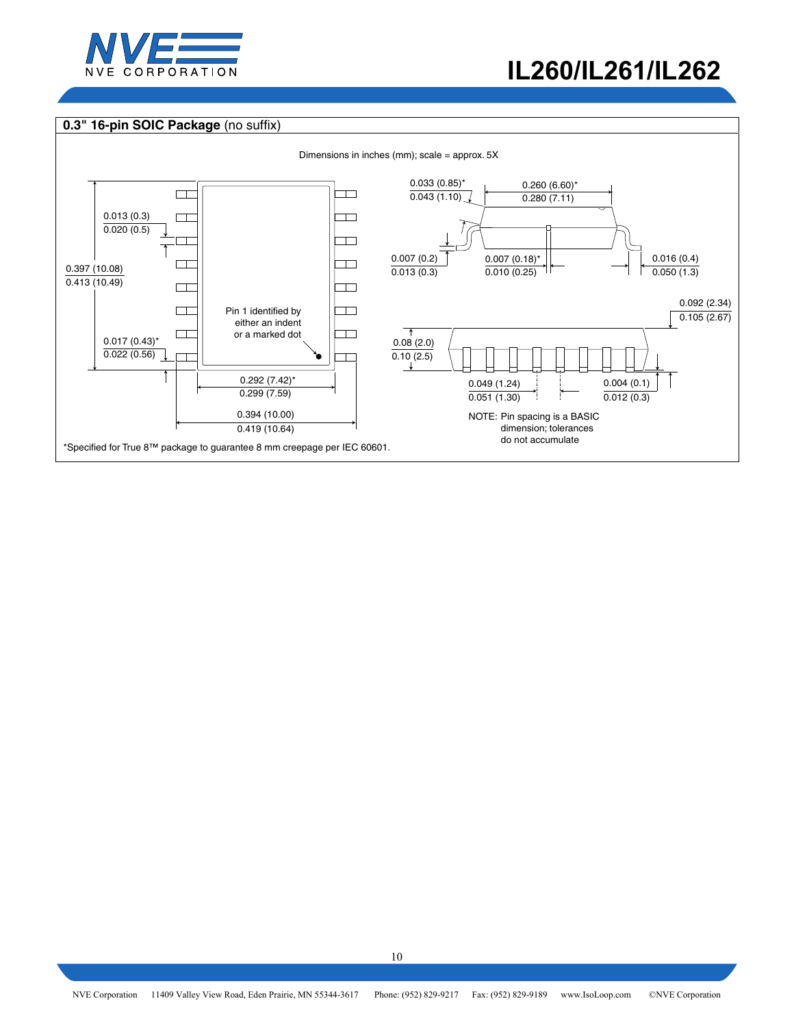## 0.3" 16-pin SOIC Package (no suffix)

Dimensions in inches (mm); scale = approx. 5X

0.013 (0.3)
0.020 (0.5)

0.397 (10.08)
0.413 (10.49)

0.017 (0.43)*
0.022 (0.56)

Pin 1 identified by either an indent or a marked dot

0.292 (7.42)*
0.299 (7.59)

0.394 (10.00)
0.419 (10.64)

0.033 (0.85)*
0.043 (1.10)

0.260 (6.60)*
0.280 (7.11)

0.007 (0.2)
0.013 (0.3)

0.007 (0.18)*
0.010 (0.25)

0.016 (0.4)
0.050 (1.3)

0.092 (2.34)
0.105 (2.67)

0.08 (2.0)
0.10 (2.5)

0.049 (1.24)
0.051 (1.30)

0.004 (0.1)
0.012 (0.3)

NOTE: Pin spacing is a BASIC dimension; tolerances do not accumulate

*Specified for True 8™ package to guarantee 8 mm creepage per IEC 60601.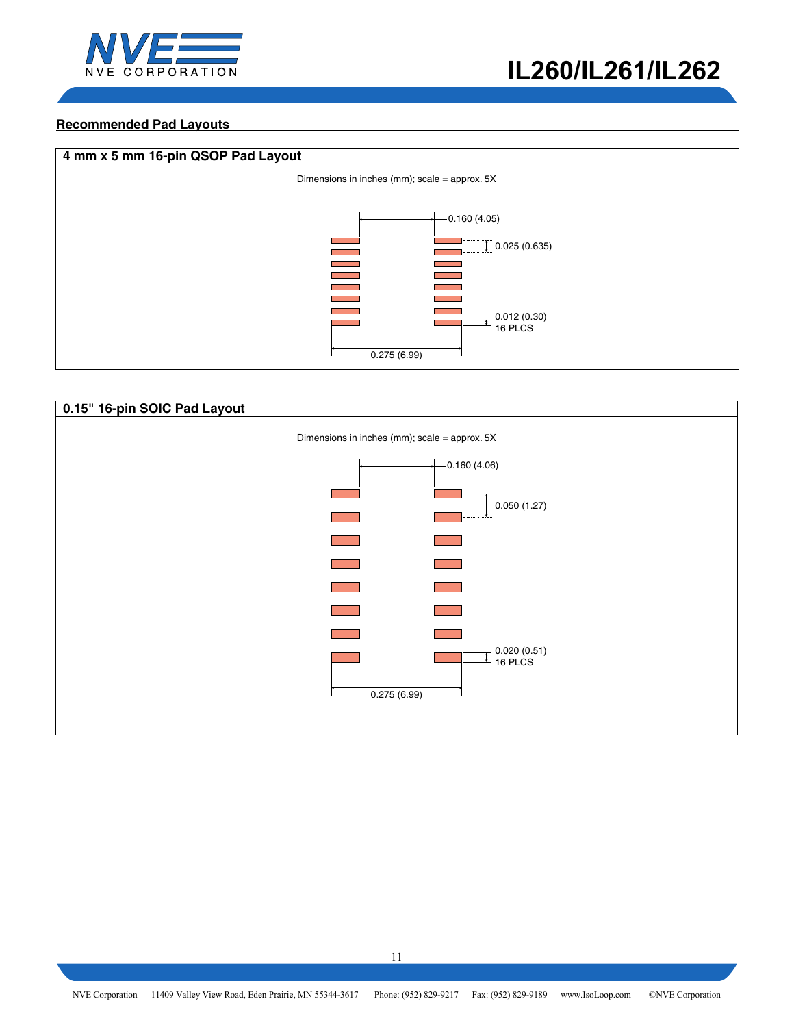## Recommended Pad Layouts

### 4 mm x 5 mm 16-pin QSOP Pad Layout

Dimensions in inches (mm); scale = approx. 5X

0.160 (4.05)

0.025 (0.635)

0.012 (0.30)
16 PLCS

0.275 (6.99)

### 0.15" 16-pin SOIC Pad Layout

Dimensions in inches (mm); scale = approx. 5X

0.160 (4.06)

0.050 (1.27)

0.020 (0.51)
16 PLCS

0.275 (6.99)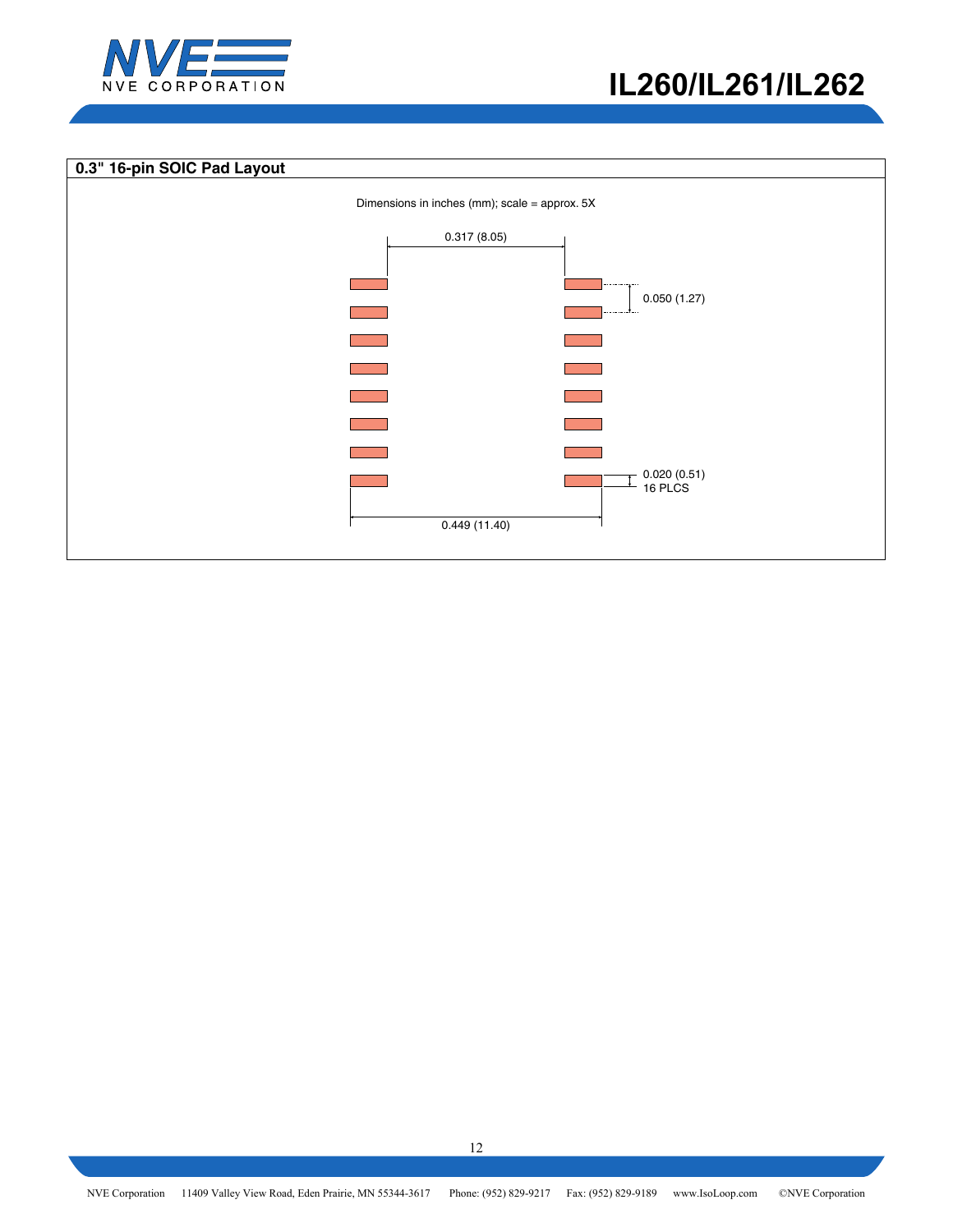## 0.3" 16-pin SOIC Pad Layout

Dimensions in inches (mm); scale = approx. 5X

0.317 (8.05)

0.050 (1.27)

0.020 (0.51)
16 PLCS

0.449 (11.40)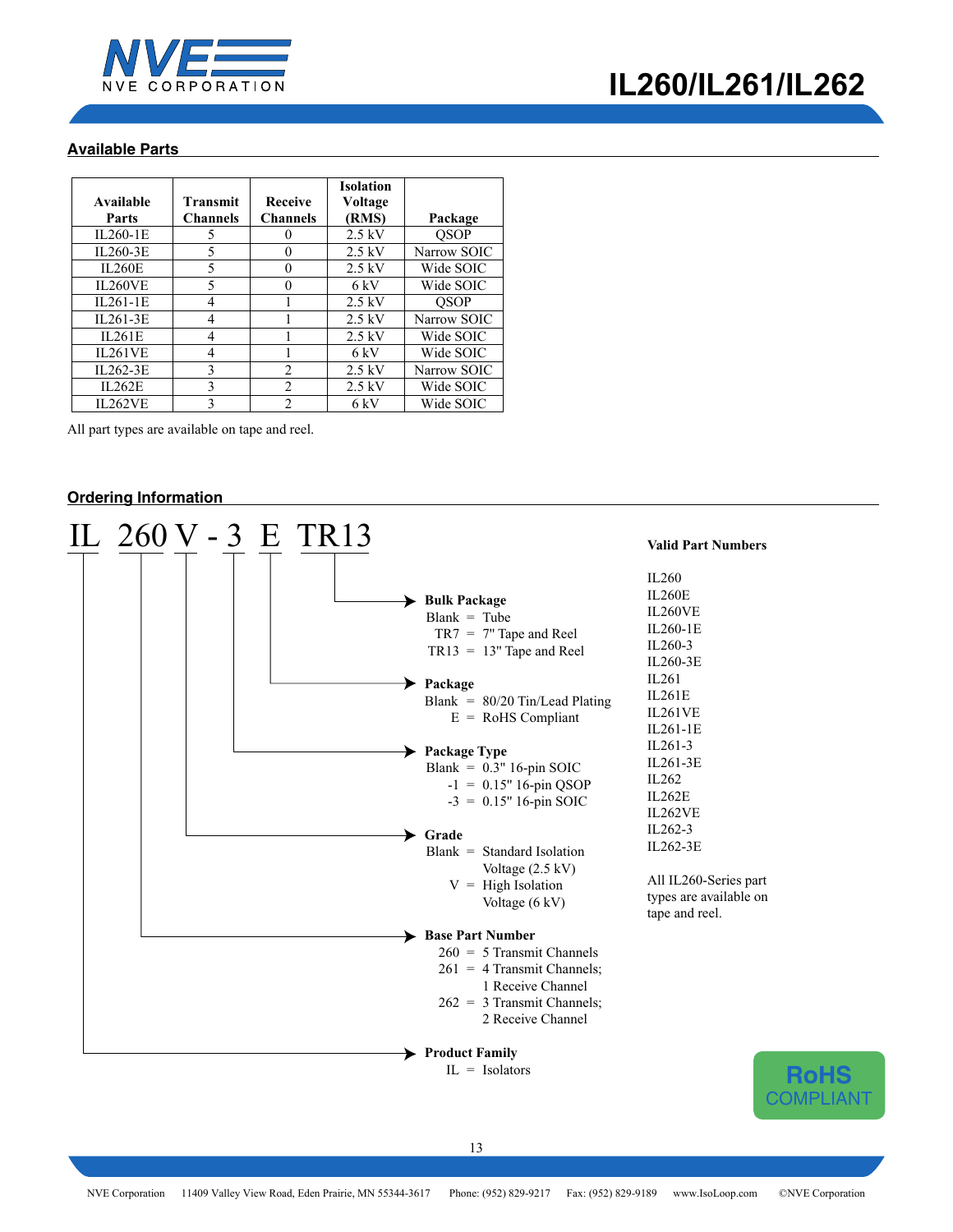## Available Parts

| Available Parts | Transmit Channels | Receive Channels | Isolation Voltage (RMS) | Package |
|---|---|---|---|---|
| IL260-1E | 5 | 0 | 2.5 kV | QSOP |
| IL260-3E | 5 | 0 | 2.5 kV | Narrow SOIC |
| IL260E | 5 | 0 | 2.5 kV | Wide SOIC |
| IL260VE | 5 | 0 | 6 kV | Wide SOIC |
| IL261-1E | 4 | 1 | 2.5 kV | QSOP |
| IL261-3E | 4 | 1 | 2.5 kV | Narrow SOIC |
| IL261E | 4 | 1 | 2.5 kV | Wide SOIC |
| IL261VE | 4 | 1 | 6 kV | Wide SOIC |
| IL262-3E | 3 | 2 | 2.5 kV | Narrow SOIC |
| IL262E | 3 | 2 | 2.5 kV | Wide SOIC |
| IL262VE | 3 | 2 | 6 kV | Wide SOIC |

All part types are available on tape and reel.

## Ordering Information

IL 260 V - 3 E TR13

**Bulk Package** (TR13)
- Blank = Tube
- TR7 = 7" Tape and Reel
- TR13 = 13" Tape and Reel

**Package** (E)
- Blank = 80/20 Tin/Lead Plating
- E = RoHS Compliant

**Package Type** (3)
- Blank = 0.3" 16-pin SOIC
- -1 = 0.15" 16-pin QSOP
- -3 = 0.15" 16-pin SOIC

**Grade** (V)
- Blank = Standard Isolation Voltage (2.5 kV)
- V = High Isolation Voltage (6 kV)

**Base Part Number** (260)
- 260 = 5 Transmit Channels
- 261 = 4 Transmit Channels; 1 Receive Channel
- 262 = 3 Transmit Channels; 2 Receive Channel

**Product Family** (IL)
- IL = Isolators

**Valid Part Numbers**

IL260
IL260E
IL260VE
IL260-1E
IL260-3
IL260-3E
IL261
IL261E
IL261VE
IL261-1E
IL261-3
IL261-3E
IL262
IL262E
IL262VE
IL262-3
IL262-3E

All IL260-Series part types are available on tape and reel.

RoHS COMPLIANT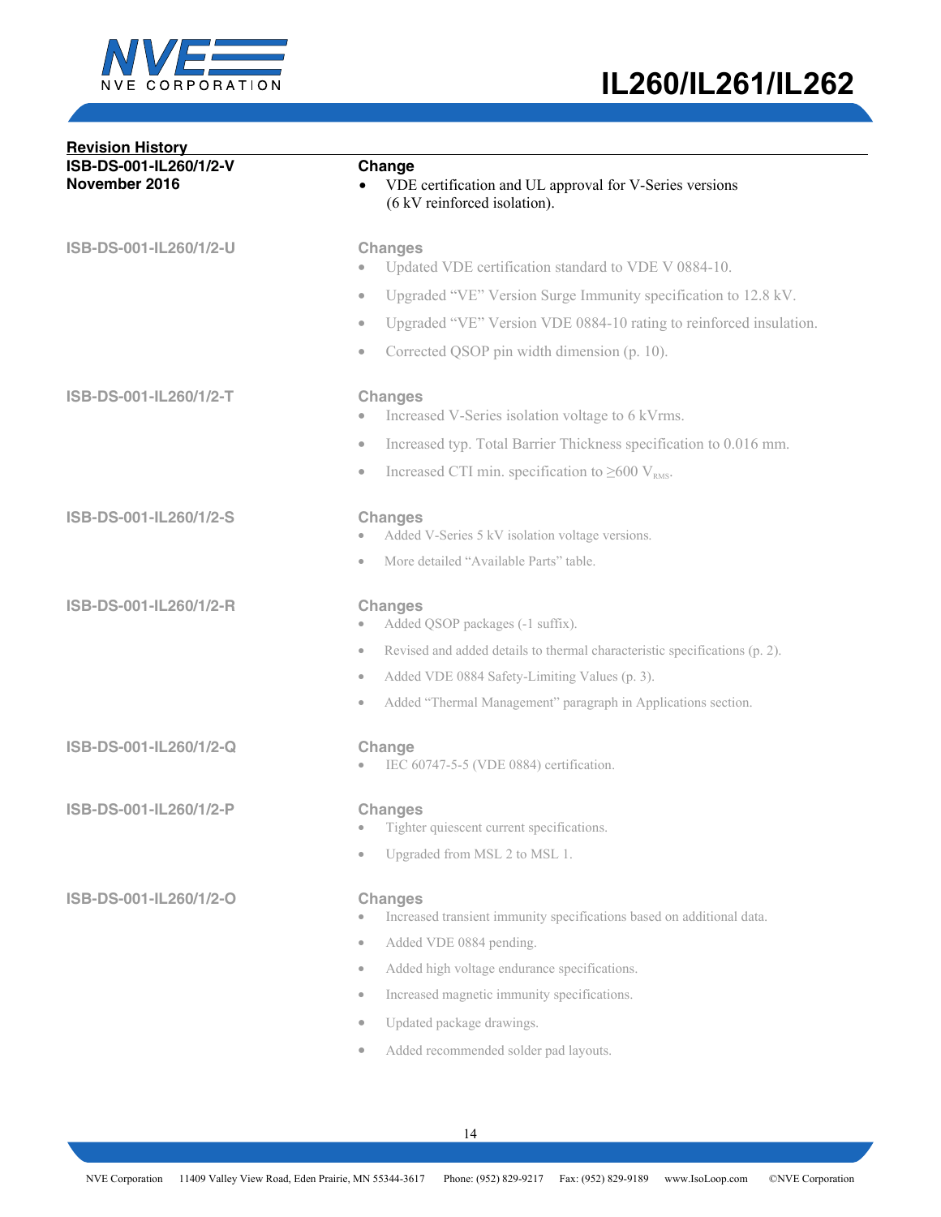## Revision History

**ISB-DS-001-IL260/1/2-V**
**November 2016**

**Change**

- VDE certification and UL approval for V-Series versions (6 kV reinforced isolation).

**ISB-DS-001-IL260/1/2-U**

**Changes**

- Updated VDE certification standard to VDE V 0884-10.
- Upgraded "VE" Version Surge Immunity specification to 12.8 kV.
- Upgraded "VE" Version VDE 0884-10 rating to reinforced insulation.
- Corrected QSOP pin width dimension (p. 10).

**ISB-DS-001-IL260/1/2-T**

**Changes**

- Increased V-Series isolation voltage to 6 kVrms.
- Increased typ. Total Barrier Thickness specification to 0.016 mm.
- Increased CTI min. specification to ≥600 $V_{RMS}$.

**ISB-DS-001-IL260/1/2-S**

**Changes**

- Added V-Series 5 kV isolation voltage versions.
- More detailed "Available Parts" table.

**ISB-DS-001-IL260/1/2-R**

**Changes**

- Added QSOP packages (-1 suffix).
- Revised and added details to thermal characteristic specifications (p. 2).
- Added VDE 0884 Safety-Limiting Values (p. 3).
- Added "Thermal Management" paragraph in Applications section.

**ISB-DS-001-IL260/1/2-Q**

**Change**

- IEC 60747-5-5 (VDE 0884) certification.

**ISB-DS-001-IL260/1/2-P**

**Changes**

- Tighter quiescent current specifications.
- Upgraded from MSL 2 to MSL 1.

**ISB-DS-001-IL260/1/2-O**

**Changes**

- Increased transient immunity specifications based on additional data.
- Added VDE 0884 pending.
- Added high voltage endurance specifications.
- Increased magnetic immunity specifications.
- Updated package drawings.
- Added recommended solder pad layouts.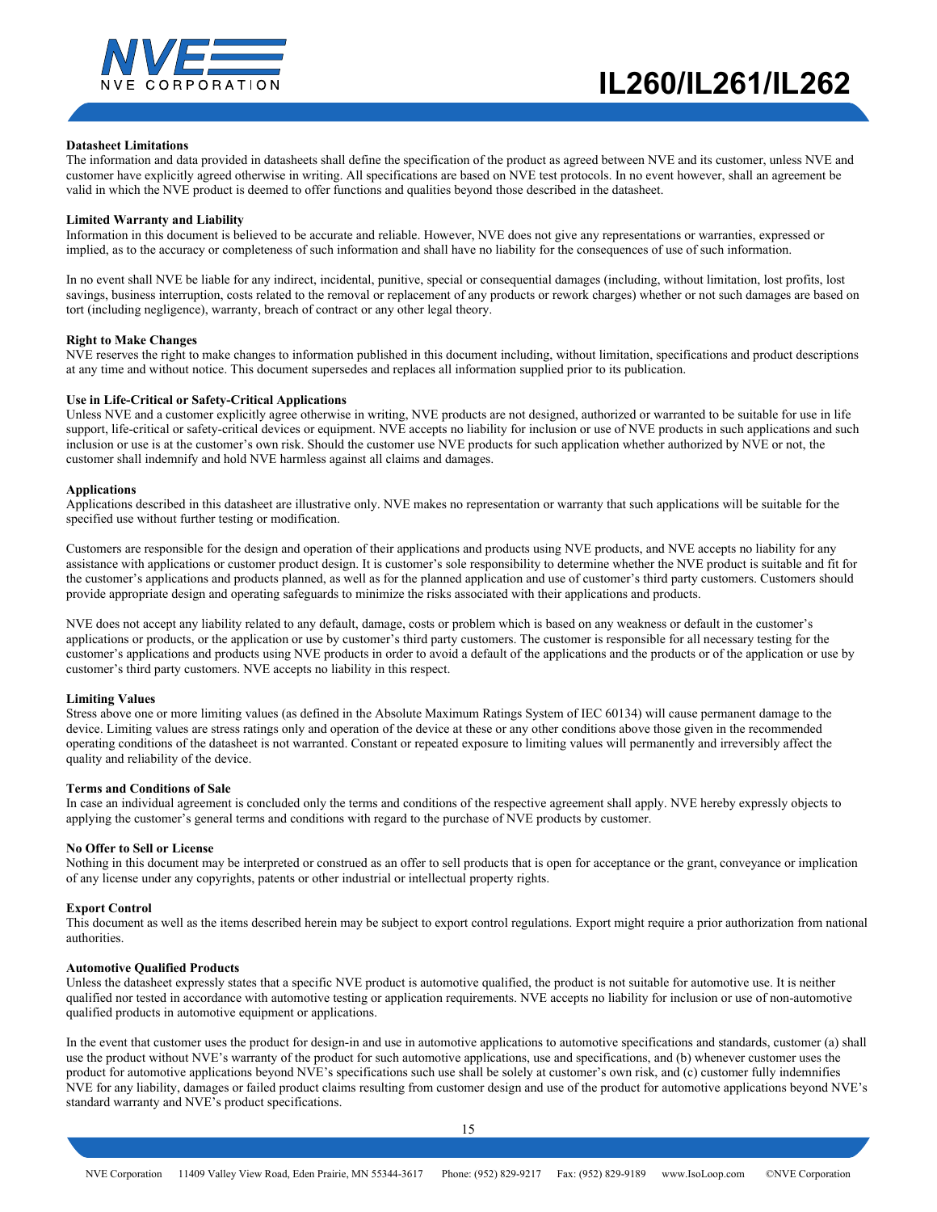### Datasheet Limitations

The information and data provided in datasheets shall define the specification of the product as agreed between NVE and its customer, unless NVE and customer have explicitly agreed otherwise in writing. All specifications are based on NVE test protocols. In no event however, shall an agreement be valid in which the NVE product is deemed to offer functions and qualities beyond those described in the datasheet.

### Limited Warranty and Liability

Information in this document is believed to be accurate and reliable. However, NVE does not give any representations or warranties, expressed or implied, as to the accuracy or completeness of such information and shall have no liability for the consequences of use of such information.

In no event shall NVE be liable for any indirect, incidental, punitive, special or consequential damages (including, without limitation, lost profits, lost savings, business interruption, costs related to the removal or replacement of any products or rework charges) whether or not such damages are based on tort (including negligence), warranty, breach of contract or any other legal theory.

### Right to Make Changes

NVE reserves the right to make changes to information published in this document including, without limitation, specifications and product descriptions at any time and without notice. This document supersedes and replaces all information supplied prior to its publication.

### Use in Life-Critical or Safety-Critical Applications

Unless NVE and a customer explicitly agree otherwise in writing, NVE products are not designed, authorized or warranted to be suitable for use in life support, life-critical or safety-critical devices or equipment. NVE accepts no liability for inclusion or use of NVE products in such applications and such inclusion or use is at the customer's own risk. Should the customer use NVE products for such application whether authorized by NVE or not, the customer shall indemnify and hold NVE harmless against all claims and damages.

### Applications

Applications described in this datasheet are illustrative only. NVE makes no representation or warranty that such applications will be suitable for the specified use without further testing or modification.

Customers are responsible for the design and operation of their applications and products using NVE products, and NVE accepts no liability for any assistance with applications or customer product design. It is customer's sole responsibility to determine whether the NVE product is suitable and fit for the customer's applications and products planned, as well as for the planned application and use of customer's third party customers. Customers should provide appropriate design and operating safeguards to minimize the risks associated with their applications and products.

NVE does not accept any liability related to any default, damage, costs or problem which is based on any weakness or default in the customer's applications or products, or the application or use by customer's third party customers. The customer is responsible for all necessary testing for the customer's applications and products using NVE products in order to avoid a default of the applications and the products or of the application or use by customer's third party customers. NVE accepts no liability in this respect.

### Limiting Values

Stress above one or more limiting values (as defined in the Absolute Maximum Ratings System of IEC 60134) will cause permanent damage to the device. Limiting values are stress ratings only and operation of the device at these or any other conditions above those given in the recommended operating conditions of the datasheet is not warranted. Constant or repeated exposure to limiting values will permanently and irreversibly affect the quality and reliability of the device.

### Terms and Conditions of Sale

In case an individual agreement is concluded only the terms and conditions of the respective agreement shall apply. NVE hereby expressly objects to applying the customer's general terms and conditions with regard to the purchase of NVE products by customer.

### No Offer to Sell or License

Nothing in this document may be interpreted or construed as an offer to sell products that is open for acceptance or the grant, conveyance or implication of any license under any copyrights, patents or other industrial or intellectual property rights.

### Export Control

This document as well as the items described herein may be subject to export control regulations. Export might require a prior authorization from national authorities.

### Automotive Qualified Products

Unless the datasheet expressly states that a specific NVE product is automotive qualified, the product is not suitable for automotive use. It is neither qualified nor tested in accordance with automotive testing or application requirements. NVE accepts no liability for inclusion or use of non-automotive qualified products in automotive equipment or applications.

In the event that customer uses the product for design-in and use in automotive applications to automotive specifications and standards, customer (a) shall use the product without NVE's warranty of the product for such automotive applications, use and specifications, and (b) whenever customer uses the product for automotive applications beyond NVE's specifications such use shall be solely at customer's own risk, and (c) customer fully indemnifies NVE for any liability, damages or failed product claims resulting from customer design and use of the product for automotive applications beyond NVE's standard warranty and NVE's product specifications.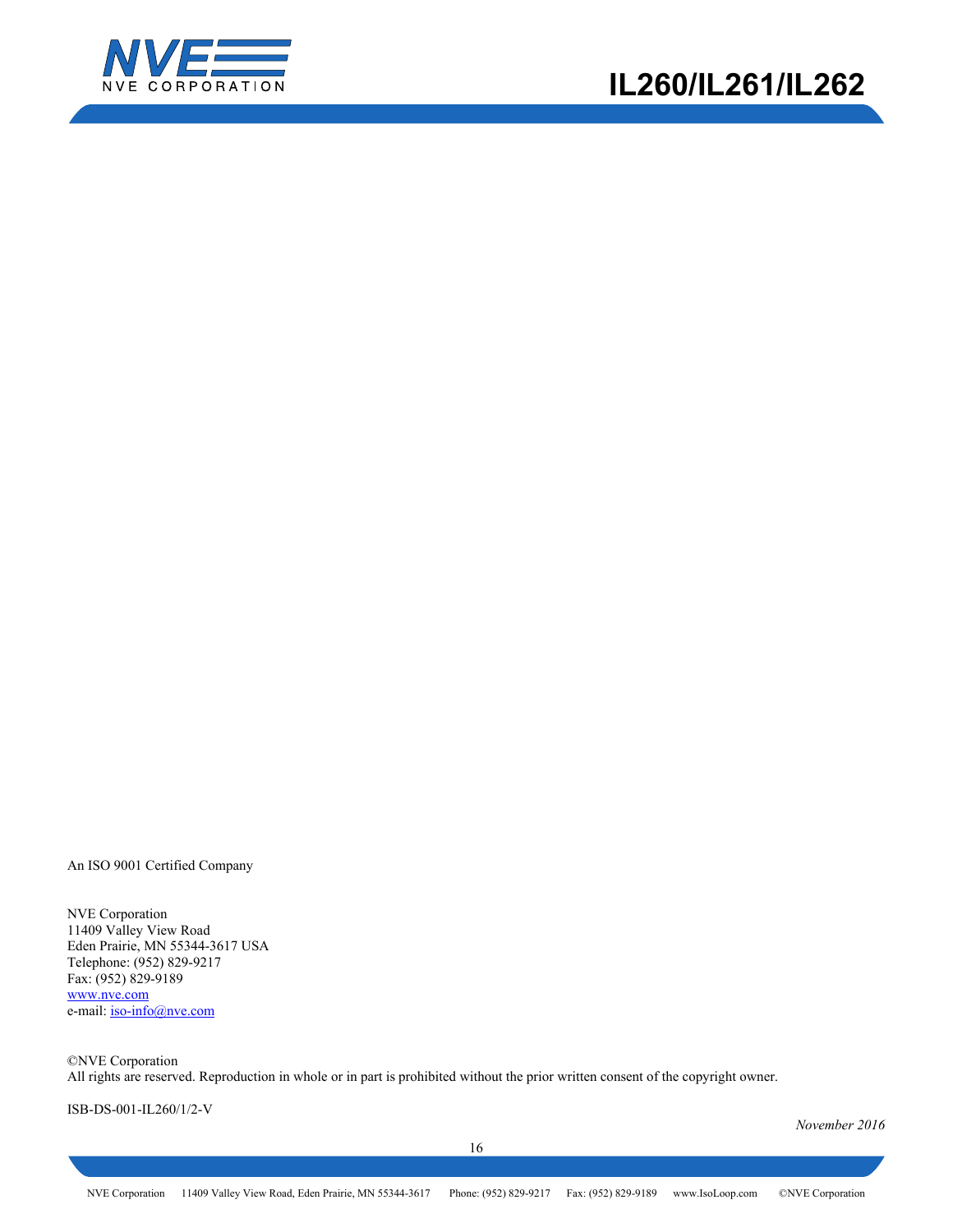An ISO 9001 Certified Company

NVE Corporation
11409 Valley View Road
Eden Prairie, MN 55344-3617 USA
Telephone: (952) 829-9217
Fax: (952) 829-9189
www.nve.com
e-mail: iso-info@nve.com

©NVE Corporation
All rights are reserved. Reproduction in whole or in part is prohibited without the prior written consent of the copyright owner.

ISB-DS-001-IL260/1/2-V

*November 2016*